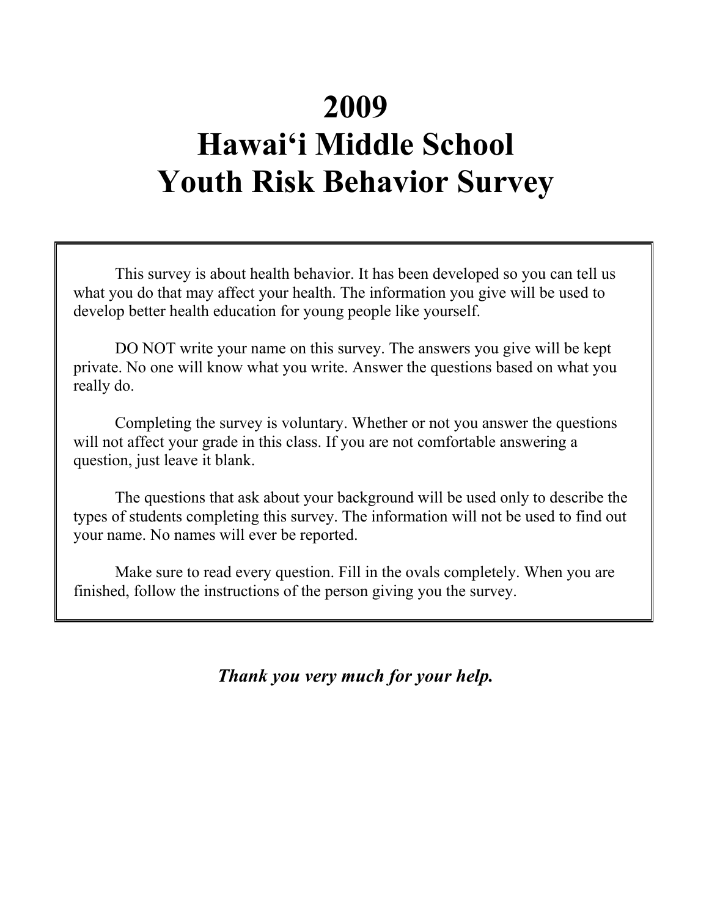# 2009
# Hawai‘i Middle School
# Youth Risk Behavior Survey

This survey is about health behavior. It has been developed so you can tell us what you do that may affect your health. The information you give will be used to develop better health education for young people like yourself.

DO NOT write your name on this survey. The answers you give will be kept private. No one will know what you write. Answer the questions based on what you really do.

Completing the survey is voluntary. Whether or not you answer the questions will not affect your grade in this class. If you are not comfortable answering a question, just leave it blank.

The questions that ask about your background will be used only to describe the types of students completing this survey. The information will not be used to find out your name. No names will ever be reported.

Make sure to read every question. Fill in the ovals completely. When you are finished, follow the instructions of the person giving you the survey.

***Thank you very much for your help.***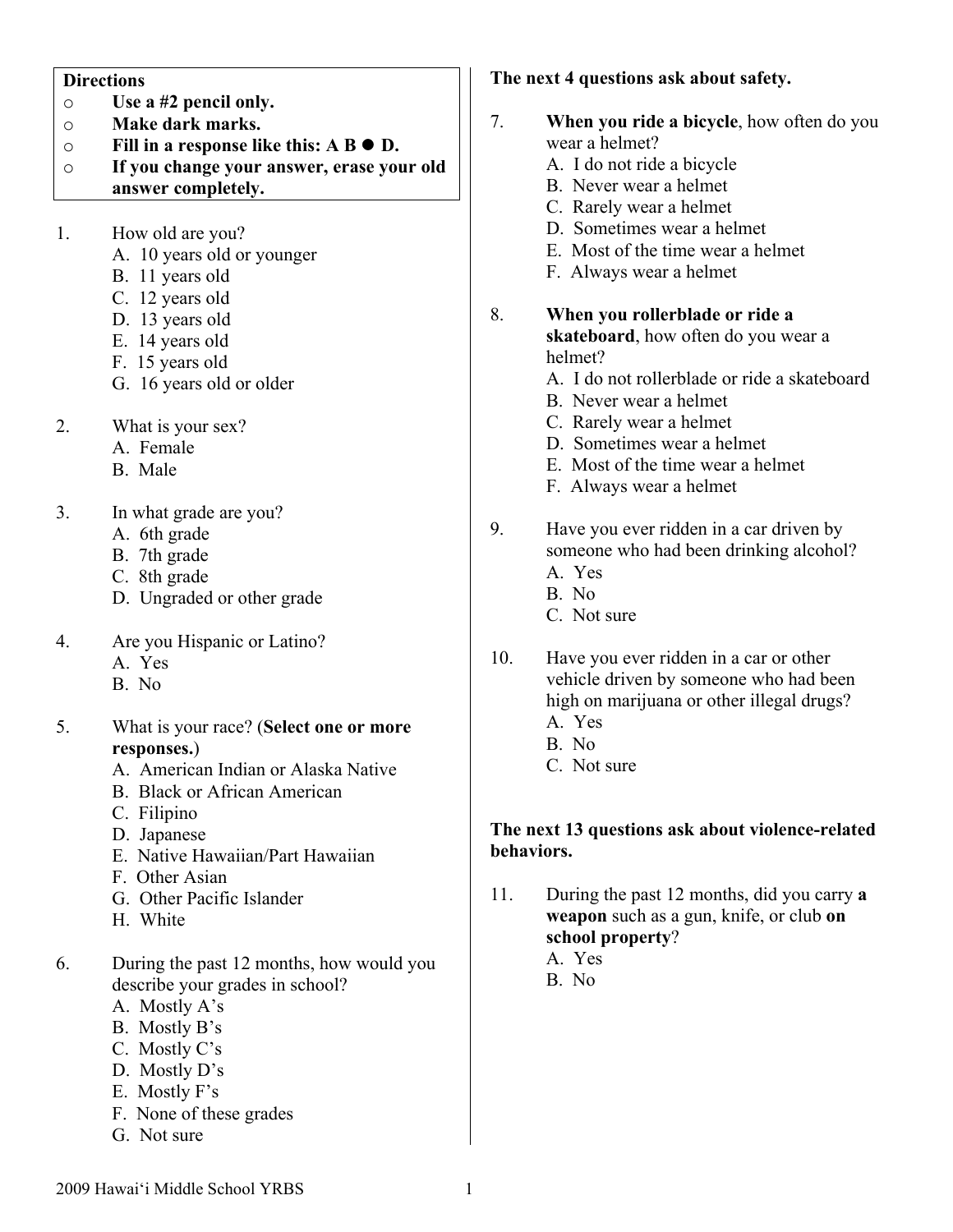**Directions**

- **Use a #2 pencil only.**
- **Make dark marks.**
- **Fill in a response like this: A B ● D.**
- **If you change your answer, erase your old answer completely.**

1. How old are you?
   A. 10 years old or younger
   B. 11 years old
   C. 12 years old
   D. 13 years old
   E. 14 years old
   F. 15 years old
   G. 16 years old or older

2. What is your sex?
   A. Female
   B. Male

3. In what grade are you?
   A. 6th grade
   B. 7th grade
   C. 8th grade
   D. Ungraded or other grade

4. Are you Hispanic or Latino?
   A. Yes
   B. No

5. What is your race? (**Select one or more responses.**)
   A. American Indian or Alaska Native
   B. Black or African American
   C. Filipino
   D. Japanese
   E. Native Hawaiian/Part Hawaiian
   F. Other Asian
   G. Other Pacific Islander
   H. White

6. During the past 12 months, how would you describe your grades in school?
   A. Mostly A's
   B. Mostly B's
   C. Mostly C's
   D. Mostly D's
   E. Mostly F's
   F. None of these grades
   G. Not sure

**The next 4 questions ask about safety.**

7. **When you ride a bicycle**, how often do you wear a helmet?
   A. I do not ride a bicycle
   B. Never wear a helmet
   C. Rarely wear a helmet
   D. Sometimes wear a helmet
   E. Most of the time wear a helmet
   F. Always wear a helmet

8. **When you rollerblade or ride a skateboard**, how often do you wear a helmet?
   A. I do not rollerblade or ride a skateboard
   B. Never wear a helmet
   C. Rarely wear a helmet
   D. Sometimes wear a helmet
   E. Most of the time wear a helmet
   F. Always wear a helmet

9. Have you ever ridden in a car driven by someone who had been drinking alcohol?
   A. Yes
   B. No
   C. Not sure

10. Have you ever ridden in a car or other vehicle driven by someone who had been high on marijuana or other illegal drugs?
    A. Yes
    B. No
    C. Not sure

**The next 13 questions ask about violence-related behaviors.**

11. During the past 12 months, did you carry **a weapon** such as a gun, knife, or club **on school property**?
    A. Yes
    B. No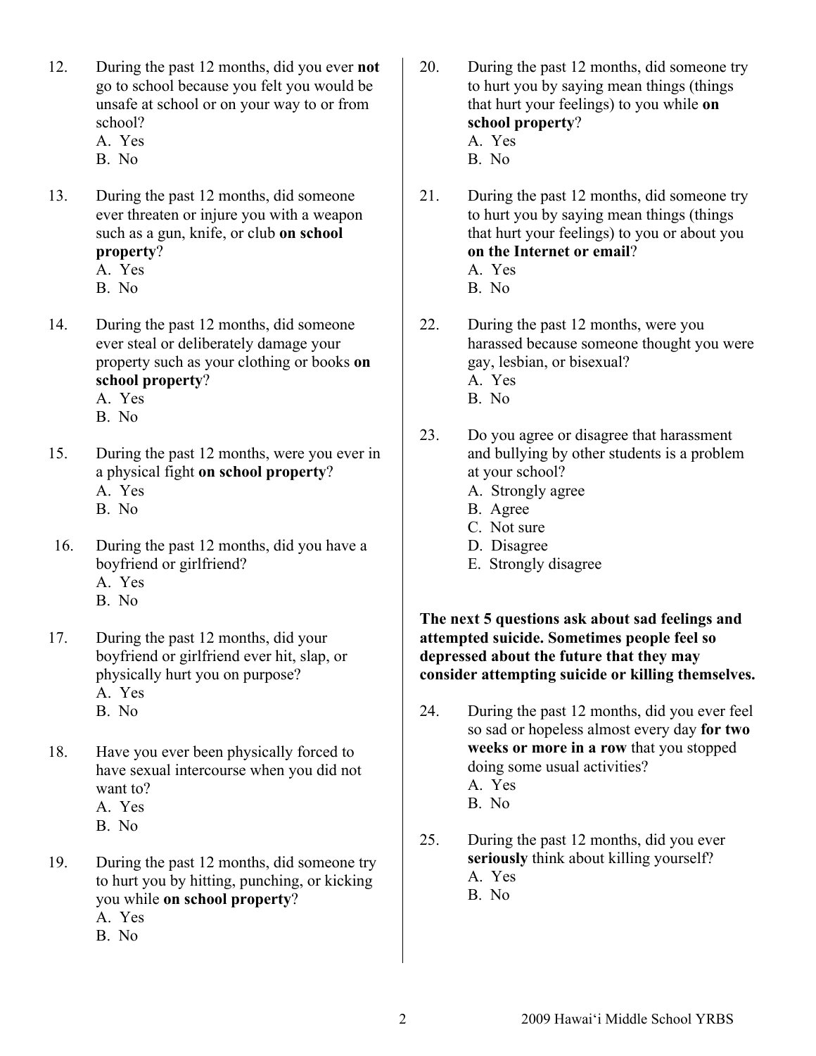12. During the past 12 months, did you ever **not** go to school because you felt you would be unsafe at school or on your way to or from school?
    A. Yes
    B. No

13. During the past 12 months, did someone ever threaten or injure you with a weapon such as a gun, knife, or club **on school property**?
    A. Yes
    B. No

14. During the past 12 months, did someone ever steal or deliberately damage your property such as your clothing or books **on school property**?
    A. Yes
    B. No

15. During the past 12 months, were you ever in a physical fight **on school property**?
    A. Yes
    B. No

16. During the past 12 months, did you have a boyfriend or girlfriend?
    A. Yes
    B. No

17. During the past 12 months, did your boyfriend or girlfriend ever hit, slap, or physically hurt you on purpose?
    A. Yes
    B. No

18. Have you ever been physically forced to have sexual intercourse when you did not want to?
    A. Yes
    B. No

19. During the past 12 months, did someone try to hurt you by hitting, punching, or kicking you while **on school property**?
    A. Yes
    B. No

20. During the past 12 months, did someone try to hurt you by saying mean things (things that hurt your feelings) to you while **on school property**?
    A. Yes
    B. No

21. During the past 12 months, did someone try to hurt you by saying mean things (things that hurt your feelings) to you or about you **on the Internet or email**?
    A. Yes
    B. No

22. During the past 12 months, were you harassed because someone thought you were gay, lesbian, or bisexual?
    A. Yes
    B. No

23. Do you agree or disagree that harassment and bullying by other students is a problem at your school?
    A. Strongly agree
    B. Agree
    C. Not sure
    D. Disagree
    E. Strongly disagree

**The next 5 questions ask about sad feelings and attempted suicide. Sometimes people feel so depressed about the future that they may consider attempting suicide or killing themselves.**

24. During the past 12 months, did you ever feel so sad or hopeless almost every day **for two weeks or more in a row** that you stopped doing some usual activities?
    A. Yes
    B. No

25. During the past 12 months, did you ever **seriously** think about killing yourself?
    A. Yes
    B. No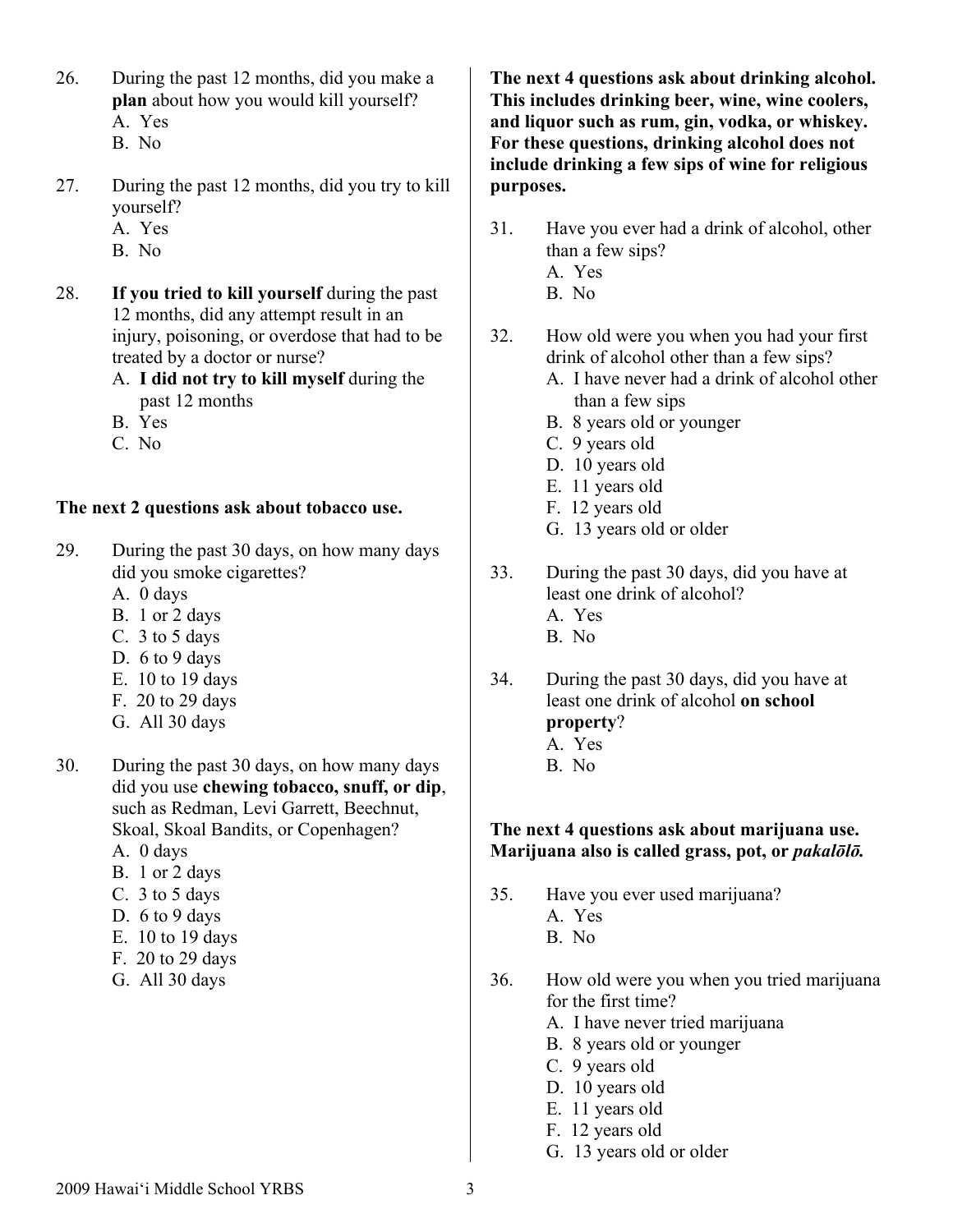26. During the past 12 months, did you make a **plan** about how you would kill yourself?
    A. Yes
    B. No

27. During the past 12 months, did you try to kill yourself?
    A. Yes
    B. No

28. **If you tried to kill yourself** during the past 12 months, did any attempt result in an injury, poisoning, or overdose that had to be treated by a doctor or nurse?
    A. **I did not try to kill myself** during the past 12 months
    B. Yes
    C. No

**The next 2 questions ask about tobacco use.**

29. During the past 30 days, on how many days did you smoke cigarettes?
    A. 0 days
    B. 1 or 2 days
    C. 3 to 5 days
    D. 6 to 9 days
    E. 10 to 19 days
    F. 20 to 29 days
    G. All 30 days

30. During the past 30 days, on how many days did you use **chewing tobacco, snuff, or dip**, such as Redman, Levi Garrett, Beechnut, Skoal, Skoal Bandits, or Copenhagen?
    A. 0 days
    B. 1 or 2 days
    C. 3 to 5 days
    D. 6 to 9 days
    E. 10 to 19 days
    F. 20 to 29 days
    G. All 30 days

**The next 4 questions ask about drinking alcohol. This includes drinking beer, wine, wine coolers, and liquor such as rum, gin, vodka, or whiskey. For these questions, drinking alcohol does not include drinking a few sips of wine for religious purposes.**

31. Have you ever had a drink of alcohol, other than a few sips?
    A. Yes
    B. No

32. How old were you when you had your first drink of alcohol other than a few sips?
    A. I have never had a drink of alcohol other than a few sips
    B. 8 years old or younger
    C. 9 years old
    D. 10 years old
    E. 11 years old
    F. 12 years old
    G. 13 years old or older

33. During the past 30 days, did you have at least one drink of alcohol?
    A. Yes
    B. No

34. During the past 30 days, did you have at least one drink of alcohol **on school property**?
    A. Yes
    B. No

**The next 4 questions ask about marijuana use. Marijuana also is called grass, pot, or *pakalōlō.***

35. Have you ever used marijuana?
    A. Yes
    B. No

36. How old were you when you tried marijuana for the first time?
    A. I have never tried marijuana
    B. 8 years old or younger
    C. 9 years old
    D. 10 years old
    E. 11 years old
    F. 12 years old
    G. 13 years old or older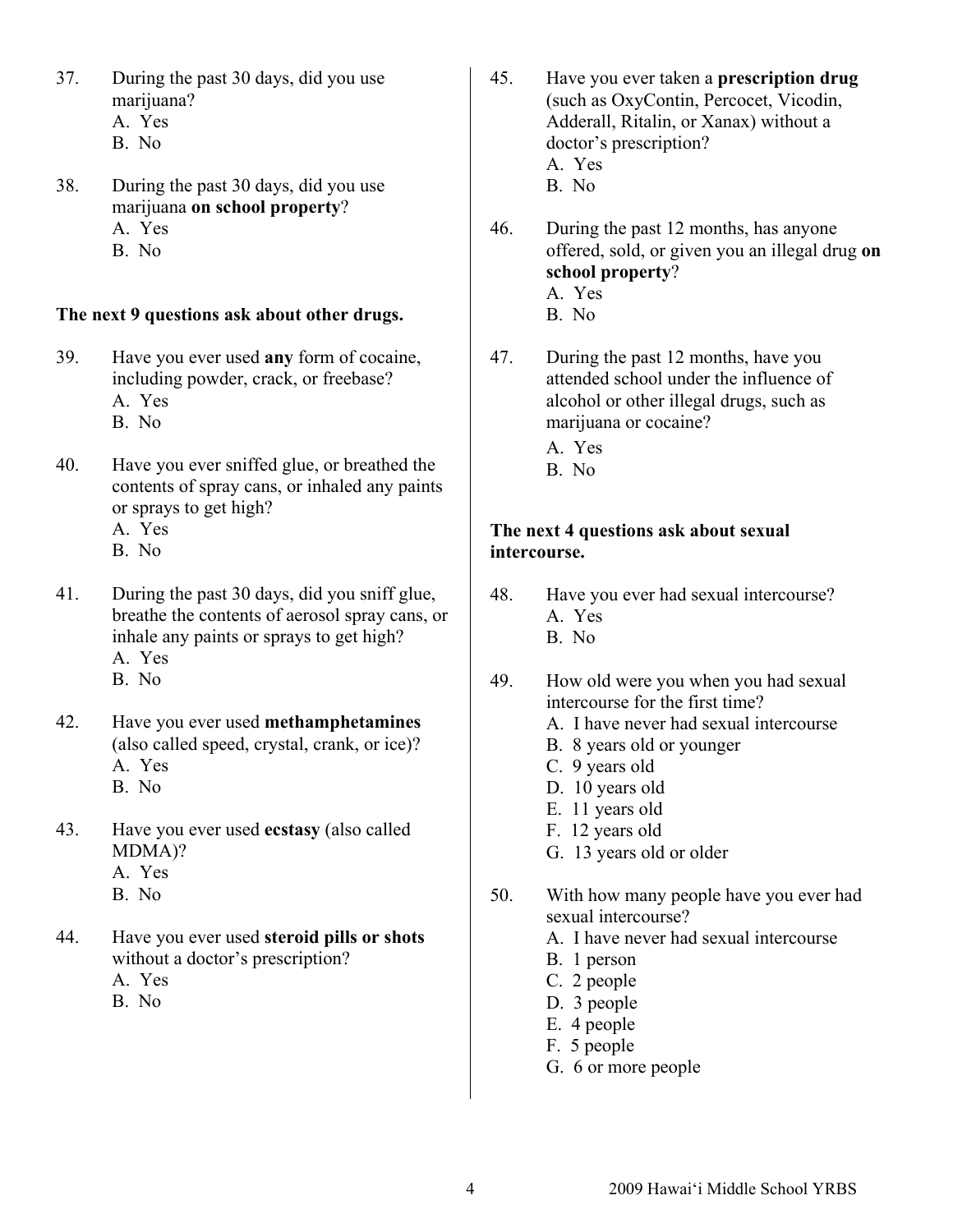37. During the past 30 days, did you use marijuana?
    A. Yes
    B. No

38. During the past 30 days, did you use marijuana **on school property**?
    A. Yes
    B. No

**The next 9 questions ask about other drugs.**

39. Have you ever used **any** form of cocaine, including powder, crack, or freebase?
    A. Yes
    B. No

40. Have you ever sniffed glue, or breathed the contents of spray cans, or inhaled any paints or sprays to get high?
    A. Yes
    B. No

41. During the past 30 days, did you sniff glue, breathe the contents of aerosol spray cans, or inhale any paints or sprays to get high?
    A. Yes
    B. No

42. Have you ever used **methamphetamines** (also called speed, crystal, crank, or ice)?
    A. Yes
    B. No

43. Have you ever used **ecstasy** (also called MDMA)?
    A. Yes
    B. No

44. Have you ever used **steroid pills or shots** without a doctor's prescription?
    A. Yes
    B. No

45. Have you ever taken a **prescription drug** (such as OxyContin, Percocet, Vicodin, Adderall, Ritalin, or Xanax) without a doctor's prescription?
    A. Yes
    B. No

46. During the past 12 months, has anyone offered, sold, or given you an illegal drug **on school property**?
    A. Yes
    B. No

47. During the past 12 months, have you attended school under the influence of alcohol or other illegal drugs, such as marijuana or cocaine?
    A. Yes
    B. No

**The next 4 questions ask about sexual intercourse.**

48. Have you ever had sexual intercourse?
    A. Yes
    B. No

49. How old were you when you had sexual intercourse for the first time?
    A. I have never had sexual intercourse
    B. 8 years old or younger
    C. 9 years old
    D. 10 years old
    E. 11 years old
    F. 12 years old
    G. 13 years old or older

50. With how many people have you ever had sexual intercourse?
    A. I have never had sexual intercourse
    B. 1 person
    C. 2 people
    D. 3 people
    E. 4 people
    F. 5 people
    G. 6 or more people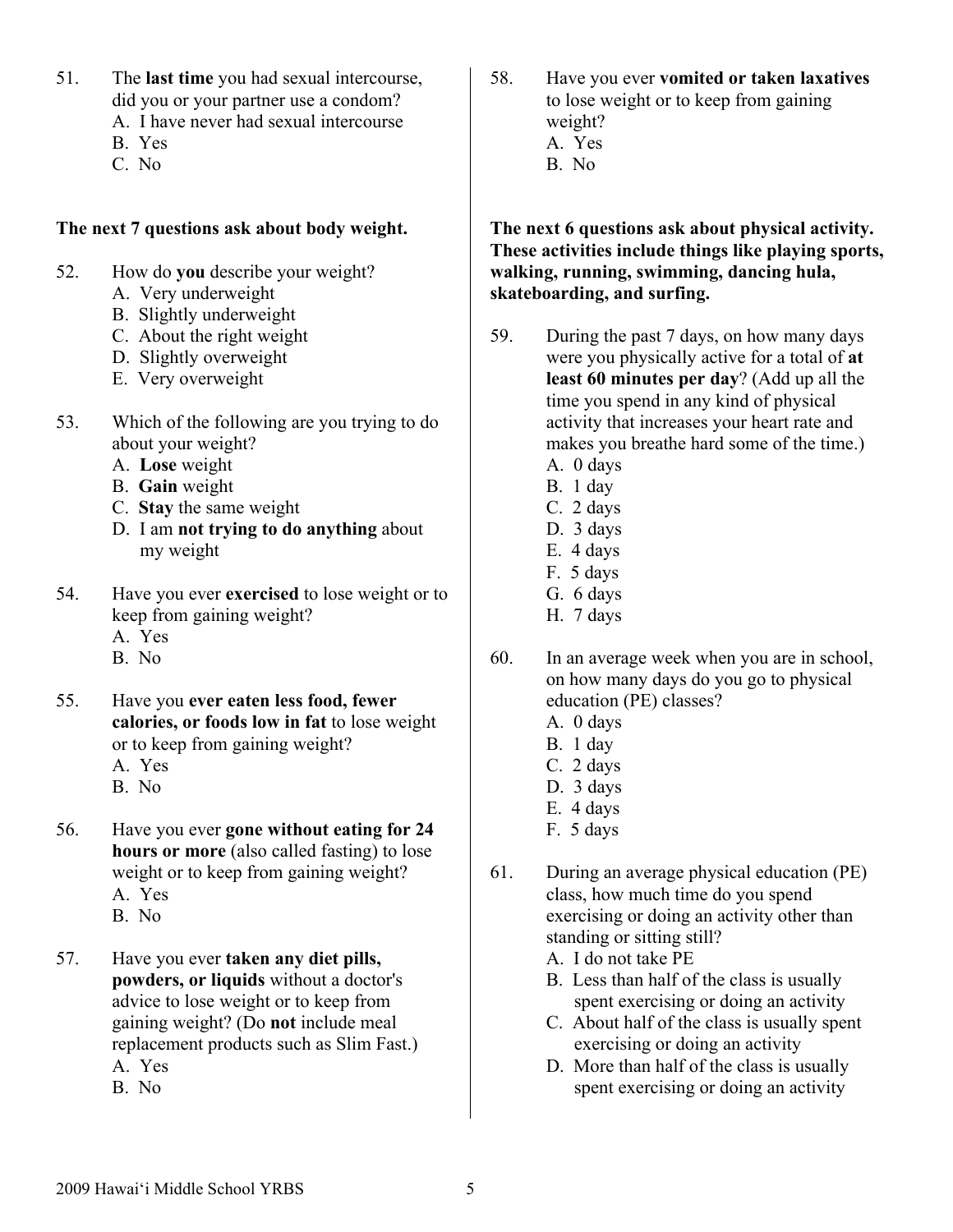51. The **last time** you had sexual intercourse, did you or your partner use a condom?
    A. I have never had sexual intercourse
    B. Yes
    C. No

**The next 7 questions ask about body weight.**

52. How do **you** describe your weight?
    A. Very underweight
    B. Slightly underweight
    C. About the right weight
    D. Slightly overweight
    E. Very overweight

53. Which of the following are you trying to do about your weight?
    A. **Lose** weight
    B. **Gain** weight
    C. **Stay** the same weight
    D. I am **not trying to do anything** about my weight

54. Have you ever **exercised** to lose weight or to keep from gaining weight?
    A. Yes
    B. No

55. Have you **ever eaten less food, fewer calories, or foods low in fat** to lose weight or to keep from gaining weight?
    A. Yes
    B. No

56. Have you ever **gone without eating for 24 hours or more** (also called fasting) to lose weight or to keep from gaining weight?
    A. Yes
    B. No

57. Have you ever **taken any diet pills, powders, or liquids** without a doctor's advice to lose weight or to keep from gaining weight? (Do **not** include meal replacement products such as Slim Fast.)
    A. Yes
    B. No

58. Have you ever **vomited or taken laxatives** to lose weight or to keep from gaining weight?
    A. Yes
    B. No

**The next 6 questions ask about physical activity. These activities include things like playing sports, walking, running, swimming, dancing hula, skateboarding, and surfing.**

59. During the past 7 days, on how many days were you physically active for a total of **at least 60 minutes per day**? (Add up all the time you spend in any kind of physical activity that increases your heart rate and makes you breathe hard some of the time.)
    A. 0 days
    B. 1 day
    C. 2 days
    D. 3 days
    E. 4 days
    F. 5 days
    G. 6 days
    H. 7 days

60. In an average week when you are in school, on how many days do you go to physical education (PE) classes?
    A. 0 days
    B. 1 day
    C. 2 days
    D. 3 days
    E. 4 days
    F. 5 days

61. During an average physical education (PE) class, how much time do you spend exercising or doing an activity other than standing or sitting still?
    A. I do not take PE
    B. Less than half of the class is usually spent exercising or doing an activity
    C. About half of the class is usually spent exercising or doing an activity
    D. More than half of the class is usually spent exercising or doing an activity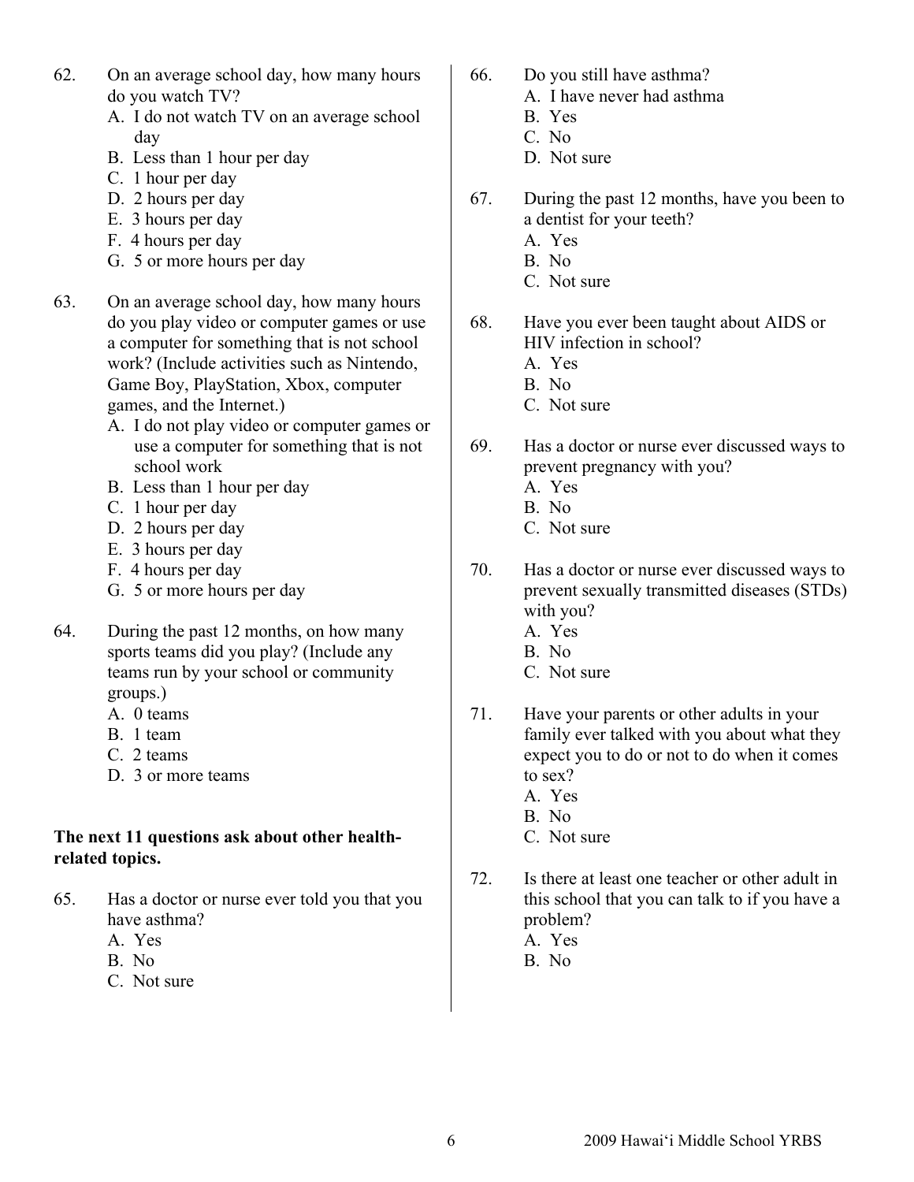62. On an average school day, how many hours do you watch TV?
    - A. I do not watch TV on an average school day
    - B. Less than 1 hour per day
    - C. 1 hour per day
    - D. 2 hours per day
    - E. 3 hours per day
    - F. 4 hours per day
    - G. 5 or more hours per day

63. On an average school day, how many hours do you play video or computer games or use a computer for something that is not school work? (Include activities such as Nintendo, Game Boy, PlayStation, Xbox, computer games, and the Internet.)
    - A. I do not play video or computer games or use a computer for something that is not school work
    - B. Less than 1 hour per day
    - C. 1 hour per day
    - D. 2 hours per day
    - E. 3 hours per day
    - F. 4 hours per day
    - G. 5 or more hours per day

64. During the past 12 months, on how many sports teams did you play? (Include any teams run by your school or community groups.)
    - A. 0 teams
    - B. 1 team
    - C. 2 teams
    - D. 3 or more teams

**The next 11 questions ask about other health-related topics.**

65. Has a doctor or nurse ever told you that you have asthma?
    - A. Yes
    - B. No
    - C. Not sure

66. Do you still have asthma?
    - A. I have never had asthma
    - B. Yes
    - C. No
    - D. Not sure

67. During the past 12 months, have you been to a dentist for your teeth?
    - A. Yes
    - B. No
    - C. Not sure

68. Have you ever been taught about AIDS or HIV infection in school?
    - A. Yes
    - B. No
    - C. Not sure

69. Has a doctor or nurse ever discussed ways to prevent pregnancy with you?
    - A. Yes
    - B. No
    - C. Not sure

70. Has a doctor or nurse ever discussed ways to prevent sexually transmitted diseases (STDs) with you?
    - A. Yes
    - B. No
    - C. Not sure

71. Have your parents or other adults in your family ever talked with you about what they expect you to do or not to do when it comes to sex?
    - A. Yes
    - B. No
    - C. Not sure

72. Is there at least one teacher or other adult in this school that you can talk to if you have a problem?
    - A. Yes
    - B. No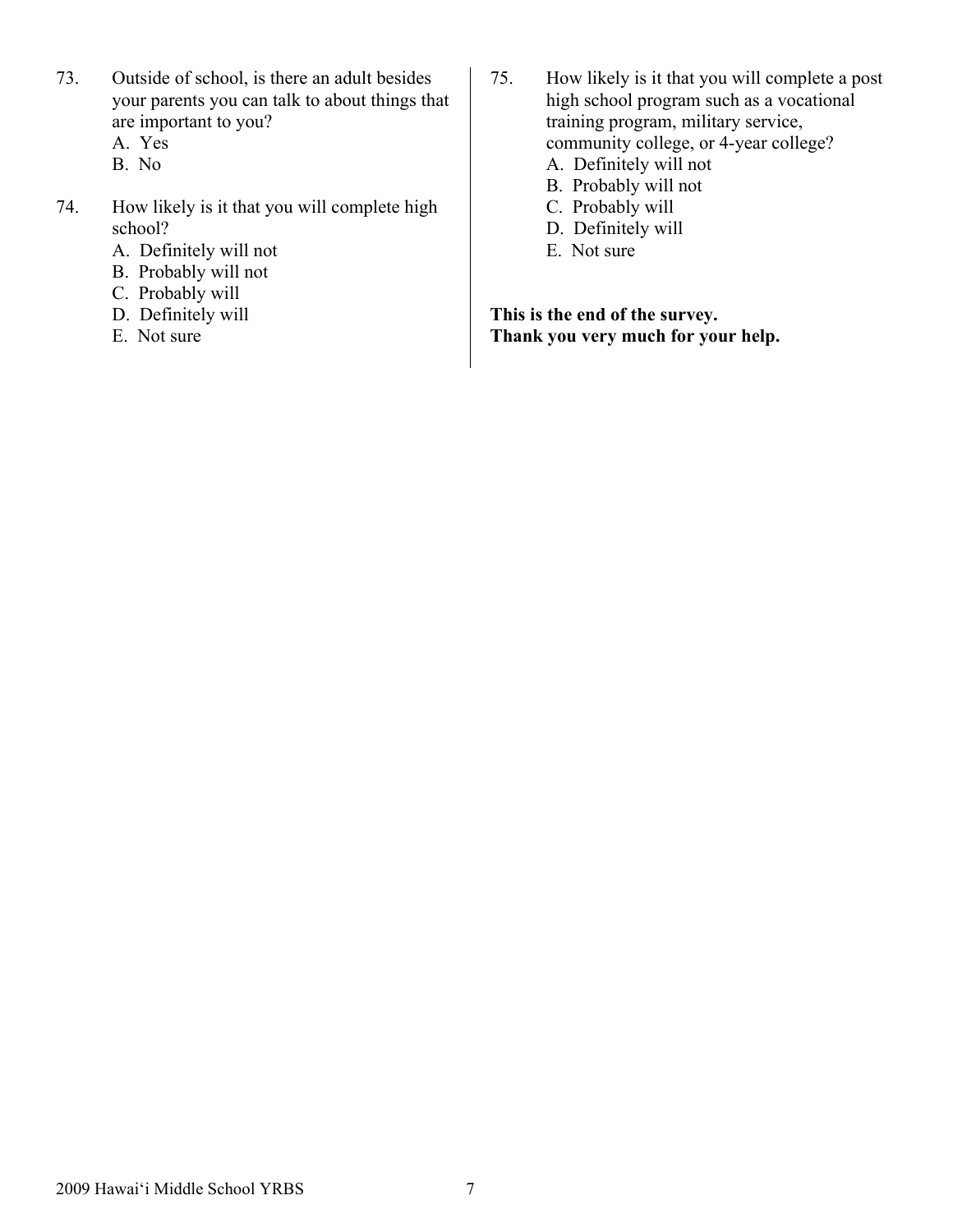73. Outside of school, is there an adult besides your parents you can talk to about things that are important to you?
   A. Yes
   B. No

74. How likely is it that you will complete high school?
   A. Definitely will not
   B. Probably will not
   C. Probably will
   D. Definitely will
   E. Not sure

75. How likely is it that you will complete a post high school program such as a vocational training program, military service, community college, or 4-year college?
   A. Definitely will not
   B. Probably will not
   C. Probably will
   D. Definitely will
   E. Not sure

**This is the end of the survey.**
**Thank you very much for your help.**